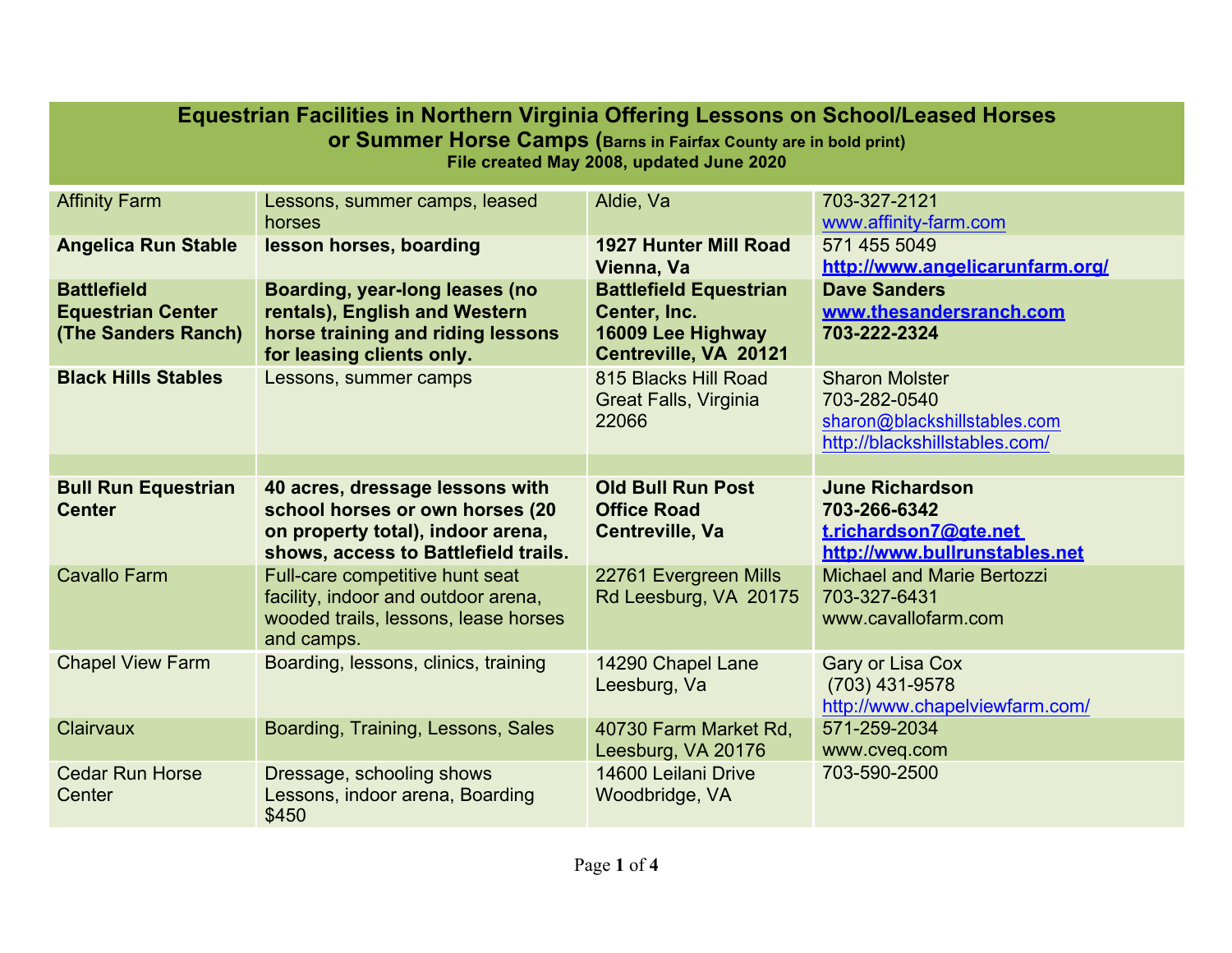# Equestrian Facilities in Northern Virginia Offering Lessons on School/Leased Horses or Summer Horse Camps (Barns in Fairfax County are in bold print)

**File created May 2008, updated June 2020**

| | | | |
|---|---|---|---|
| Affinity Farm | Lessons, summer camps, leased horses | Aldie, Va | 703-327-2121 www.affinity-farm.com |
| **Angelica Run Stable** | **lesson horses, boarding** | **1927 Hunter Mill Road Vienna, Va** | 571 455 5049 **http://www.angelicarunfarm.org/** |
| **Battlefield Equestrian Center (The Sanders Ranch)** | **Boarding, year-long leases (no rentals), English and Western horse training and riding lessons for leasing clients only.** | **Battlefield Equestrian Center, Inc. 16009 Lee Highway Centreville, VA 20121** | **Dave Sanders www.thesandersranch.com 703-222-2324** |
| **Black Hills Stables** | Lessons, summer camps | 815 Blacks Hill Road Great Falls, Virginia 22066 | Sharon Molster 703-282-0540 sharon@blackshillstables.com http://blackshillstables.com/ |
| | | | |
| **Bull Run Equestrian Center** | **40 acres, dressage lessons with school horses or own horses (20 on property total), indoor arena, shows, access to Battlefield trails.** | **Old Bull Run Post Office Road Centreville, Va** | **June Richardson 703-266-6342 t.richardson7@gte.net http://www.bullrunstables.net** |
| Cavallo Farm | Full-care competitive hunt seat facility, indoor and outdoor arena, wooded trails, lessons, lease horses and camps. | 22761 Evergreen Mills Rd Leesburg, VA 20175 | Michael and Marie Bertozzi 703-327-6431 www.cavallofarm.com |
| Chapel View Farm | Boarding, lessons, clinics, training | 14290 Chapel Lane Leesburg, Va | Gary or Lisa Cox (703) 431-9578 http://www.chapelviewfarm.com/ |
| Clairvaux | Boarding, Training, Lessons, Sales | 40730 Farm Market Rd, Leesburg, VA 20176 | 571-259-2034 www.cveq.com |
| Cedar Run Horse Center | Dressage, schooling shows Lessons, indoor arena, Boarding $450 | 14600 Leilani Drive Woodbridge, VA | 703-590-2500 |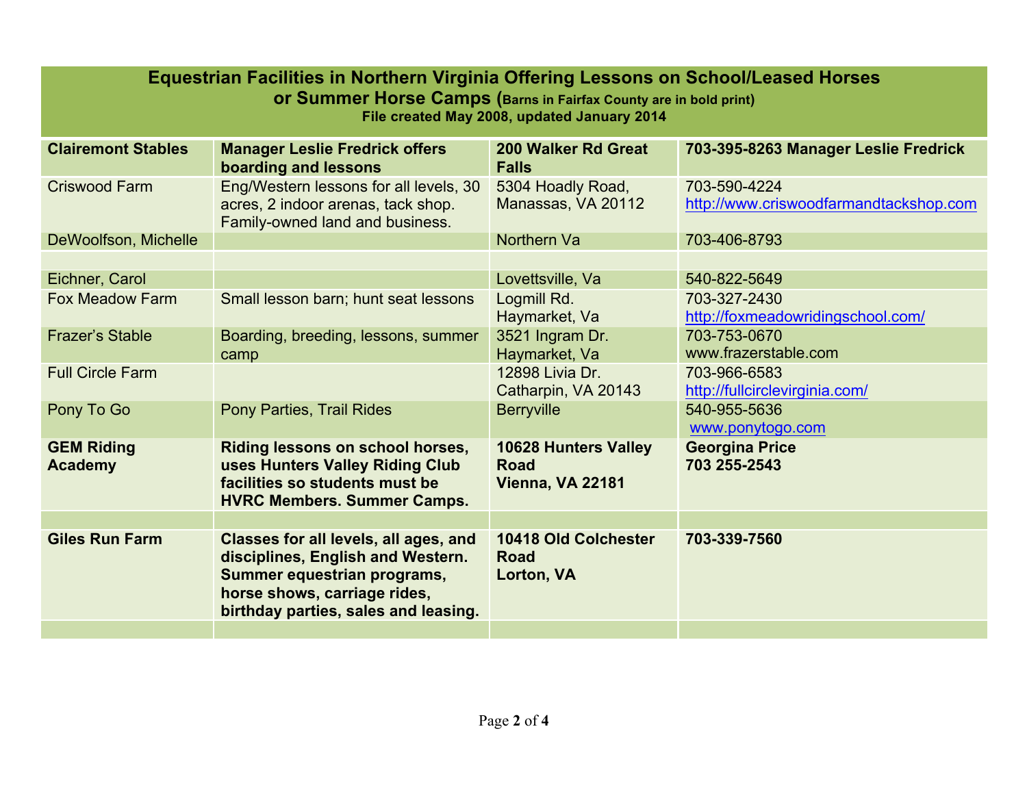**Equestrian Facilities in Northern Virginia Offering Lessons on School/Leased Horses or Summer Horse Camps** (Barns in Fairfax County are in bold print)
**File created May 2008, updated January 2014**

| | | | |
|---|---|---|---|
| **Clairemont Stables** | **Manager Leslie Fredrick offers boarding and lessons** | **200 Walker Rd Great Falls** | **703-395-8263 Manager Leslie Fredrick** |
| Criswood Farm | Eng/Western lessons for all levels, 30 acres, 2 indoor arenas, tack shop. Family-owned land and business. | 5304 Hoadly Road, Manassas, VA 20112 | 703-590-4224 http://www.criswoodfarmandtackshop.com |
| DeWoolfson, Michelle | | Northern Va | 703-406-8793 |
| | | | |
| Eichner, Carol | | Lovettsville, Va | 540-822-5649 |
| Fox Meadow Farm | Small lesson barn; hunt seat lessons | Logmill Rd. Haymarket, Va | 703-327-2430 http://foxmeadowridingschool.com/ |
| Frazer's Stable | Boarding, breeding, lessons, summer camp | 3521 Ingram Dr. Haymarket, Va | 703-753-0670 www.frazerstable.com |
| Full Circle Farm | | 12898 Livia Dr. Catharpin, VA 20143 | 703-966-6583 http://fullcirclevirginia.com/ |
| Pony To Go | Pony Parties, Trail Rides | Berryville | 540-955-5636 www.ponytogo.com |
| **GEM Riding Academy** | **Riding lessons on school horses, uses Hunters Valley Riding Club facilities so students must be HVRC Members. Summer Camps.** | **10628 Hunters Valley Road Vienna, VA 22181** | **Georgina Price 703 255-2543** |
| | | | |
| **Giles Run Farm** | **Classes for all levels, all ages, and disciplines, English and Western. Summer equestrian programs, horse shows, carriage rides, birthday parties, sales and leasing.** | **10418 Old Colchester Road Lorton, VA** | **703-339-7560** |
| | | | |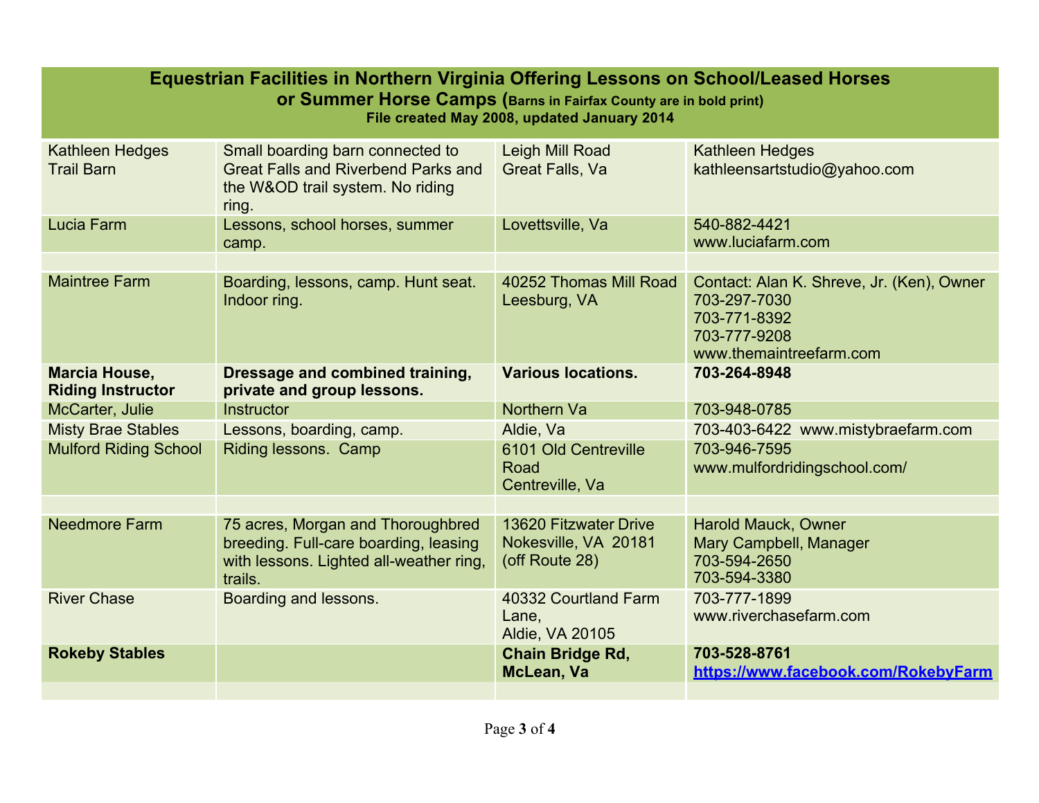# Equestrian Facilities in Northern Virginia Offering Lessons on School/Leased Horses or Summer Horse Camps (Barns in Fairfax County are in bold print)

**File created May 2008, updated January 2014**

| | | | |
|---|---|---|---|
| Kathleen Hedges Trail Barn | Small boarding barn connected to Great Falls and Riverbend Parks and the W&OD trail system. No riding ring. | Leigh Mill Road<br>Great Falls, Va | Kathleen Hedges<br>kathleensartstudio@yahoo.com |
| Lucia Farm | Lessons, school horses, summer camp. | Lovettsville, Va | 540-882-4421<br>www.luciafarm.com |
| | | | |
| Maintree Farm | Boarding, lessons, camp. Hunt seat. Indoor ring. | 40252 Thomas Mill Road<br>Leesburg, VA | Contact: Alan K. Shreve, Jr. (Ken), Owner<br>703-297-7030<br>703-771-8392<br>703-777-9208<br>www.themaintreefarm.com |
| **Marcia House, Riding Instructor** | **Dressage and combined training, private and group lessons.** | **Various locations.** | **703-264-8948** |
| McCarter, Julie | Instructor | Northern Va | 703-948-0785 |
| Misty Brae Stables | Lessons, boarding, camp. | Aldie, Va | 703-403-6422 www.mistybraefarm.com |
| Mulford Riding School | Riding lessons. Camp | 6101 Old Centreville Road<br>Centreville, Va | 703-946-7595<br>www.mulfordridingschool.com/ |
| | | | |
| Needmore Farm | 75 acres, Morgan and Thoroughbred breeding. Full-care boarding, leasing with lessons. Lighted all-weather ring, trails. | 13620 Fitzwater Drive<br>Nokesville, VA 20181<br>(off Route 28) | Harold Mauck, Owner<br>Mary Campbell, Manager<br>703-594-2650<br>703-594-3380 |
| River Chase | Boarding and lessons. | 40332 Courtland Farm Lane,<br>Aldie, VA 20105 | 703-777-1899<br>www.riverchasefarm.com |
| **Rokeby Stables** | | **Chain Bridge Rd, McLean, Va** | **703-528-8761**<br>**https://www.facebook.com/RokebyFarm** |
| | | | |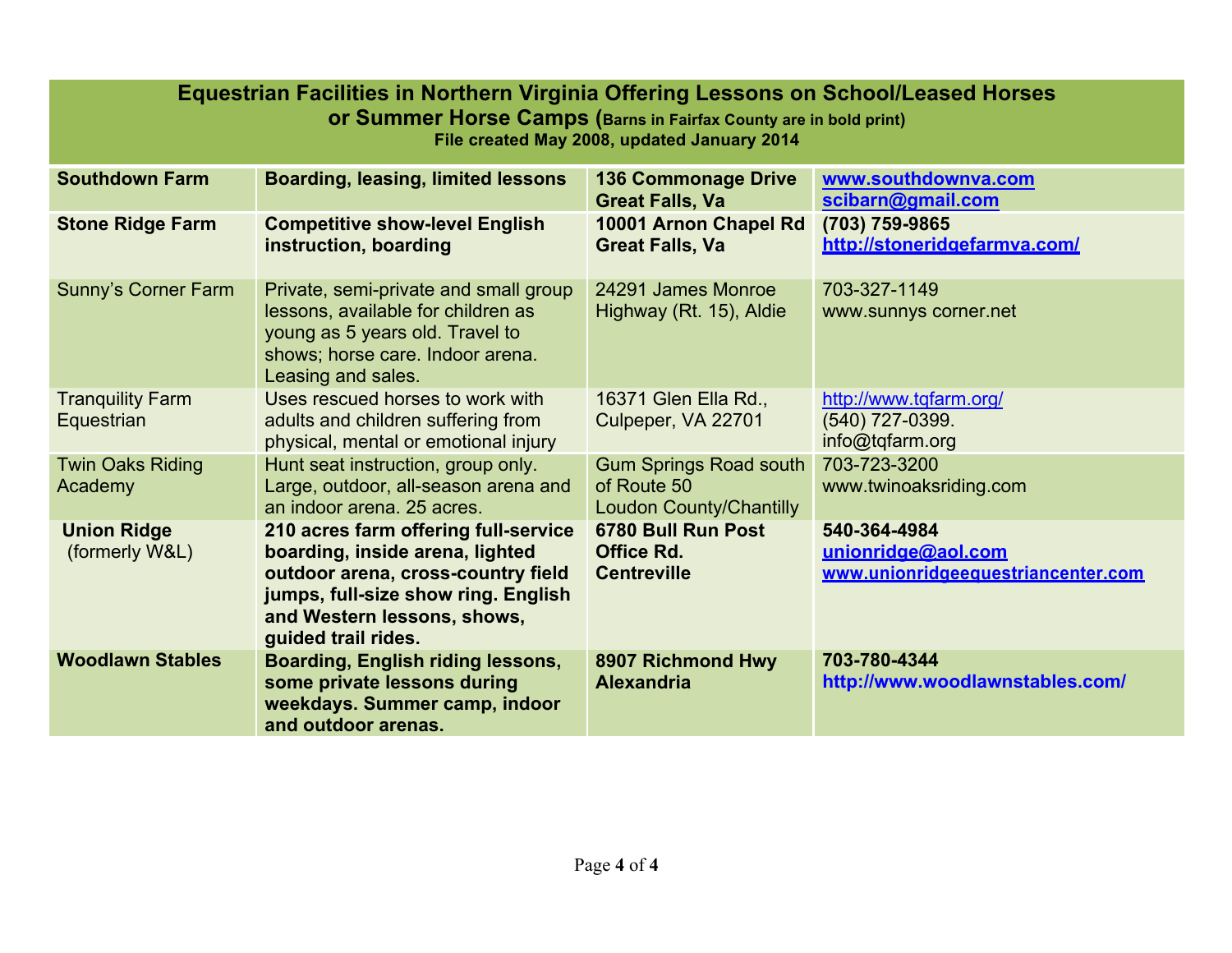## Equestrian Facilities in Northern Virginia Offering Lessons on School/Leased Horses or Summer Horse Camps (Barns in Fairfax County are in bold print)

**File created May 2008, updated January 2014**

| | | | |
|---|---|---|---|
| **Southdown Farm** | **Boarding, leasing, limited lessons** | **136 Commonage Drive Great Falls, Va** | **www.southdownva.com scibarn@gmail.com** |
| **Stone Ridge Farm** | **Competitive show-level English instruction, boarding** | **10001 Arnon Chapel Rd Great Falls, Va** | **(703) 759-9865 http://stoneridgefarmva.com/** |
| Sunny's Corner Farm | Private, semi-private and small group lessons, available for children as young as 5 years old. Travel to shows; horse care. Indoor arena. Leasing and sales. | 24291 James Monroe Highway (Rt. 15), Aldie | 703-327-1149 www.sunnys corner.net |
| Tranquility Farm Equestrian | Uses rescued horses to work with adults and children suffering from physical, mental or emotional injury | 16371 Glen Ella Rd., Culpeper, VA 22701 | http://www.tqfarm.org/ (540) 727-0399. info@tqfarm.org |
| Twin Oaks Riding Academy | Hunt seat instruction, group only. Large, outdoor, all-season arena and an indoor arena. 25 acres. | Gum Springs Road south of Route 50 Loudon County/Chantilly | 703-723-3200 www.twinoaksriding.com |
| **Union Ridge** (formerly W&L) | **210 acres farm offering full-service boarding, inside arena, lighted outdoor arena, cross-country field jumps, full-size show ring. English and Western lessons, shows, guided trail rides.** | **6780 Bull Run Post Office Rd. Centreville** | **540-364-4984 unionridge@aol.com www.unionridgeequestriancenter.com** |
| **Woodlawn Stables** | **Boarding, English riding lessons, some private lessons during weekdays. Summer camp, indoor and outdoor arenas.** | **8907 Richmond Hwy Alexandria** | **703-780-4344 http://www.woodlawnstables.com/** |